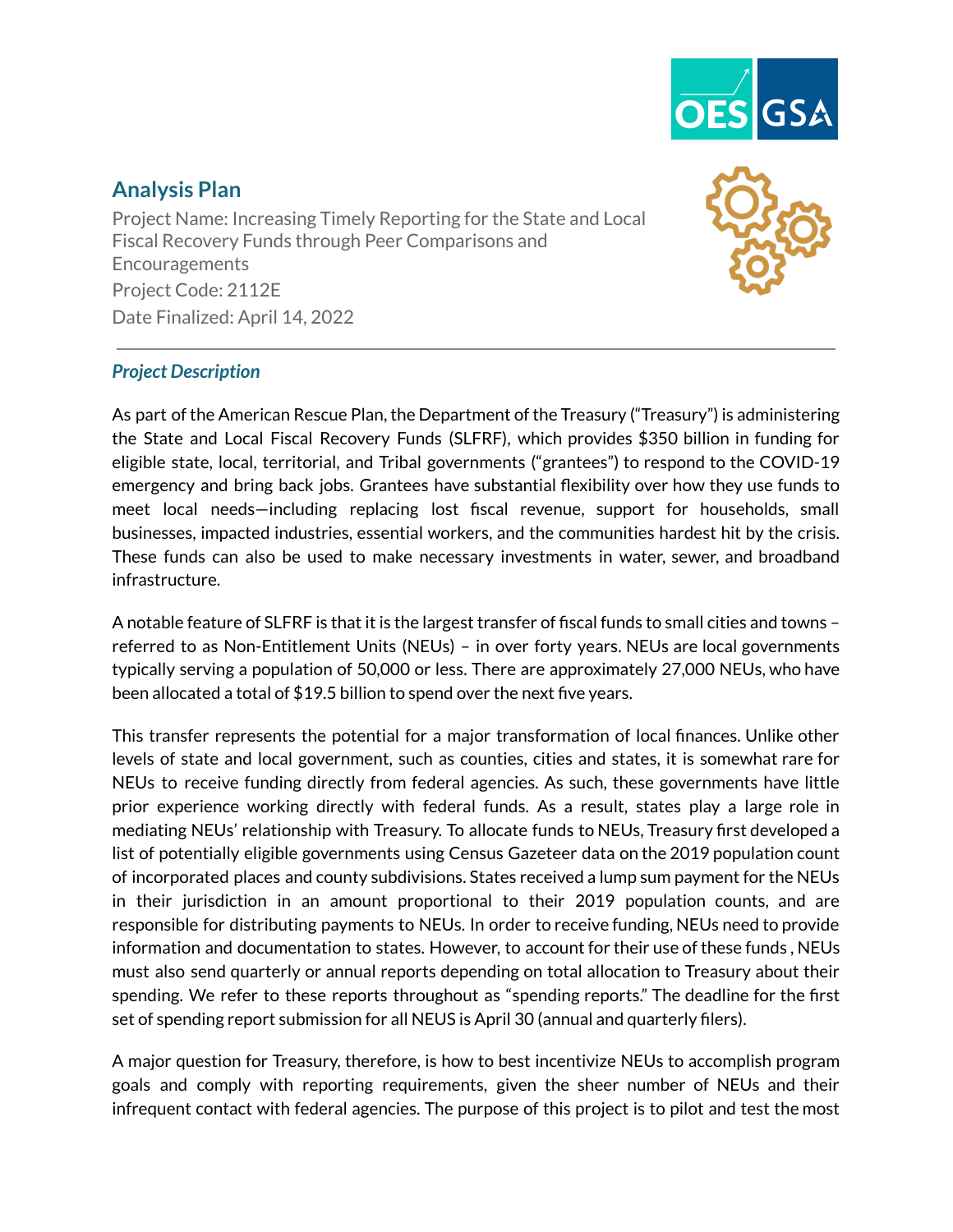# Analysis Plan

Project Name: Increasing Timely Reporting for the State and Local Fiscal Recovery Funds through Peer Comparisons and Encouragements

Project Code: 2112E

Date Finalized: April 14, 2022

---

### *Project Description*

As part of the American Rescue Plan, the Department of the Treasury ("Treasury") is administering the State and Local Fiscal Recovery Funds (SLFRF), which provides $350 billion in funding for eligible state, local, territorial, and Tribal governments ("grantees") to respond to the COVID-19 emergency and bring back jobs. Grantees have substantial flexibility over how they use funds to meet local needs—including replacing lost fiscal revenue, support for households, small businesses, impacted industries, essential workers, and the communities hardest hit by the crisis. These funds can also be used to make necessary investments in water, sewer, and broadband infrastructure.

A notable feature of SLFRF is that it is the largest transfer of fiscal funds to small cities and towns – referred to as Non-Entitlement Units (NEUs) – in over forty years. NEUs are local governments typically serving a population of 50,000 or less. There are approximately 27,000 NEUs, who have been allocated a total of $19.5 billion to spend over the next five years.

This transfer represents the potential for a major transformation of local finances. Unlike other levels of state and local government, such as counties, cities and states, it is somewhat rare for NEUs to receive funding directly from federal agencies. As such, these governments have little prior experience working directly with federal funds. As a result, states play a large role in mediating NEUs' relationship with Treasury. To allocate funds to NEUs, Treasury first developed a list of potentially eligible governments using Census Gazeteer data on the 2019 population count of incorporated places and county subdivisions. States received a lump sum payment for the NEUs in their jurisdiction in an amount proportional to their 2019 population counts, and are responsible for distributing payments to NEUs. In order to receive funding, NEUs need to provide information and documentation to states. However, to account for their use of these funds , NEUs must also send quarterly or annual reports depending on total allocation to Treasury about their spending. We refer to these reports throughout as "spending reports." The deadline for the first set of spending report submission for all NEUS is April 30 (annual and quarterly filers).

A major question for Treasury, therefore, is how to best incentivize NEUs to accomplish program goals and comply with reporting requirements, given the sheer number of NEUs and their infrequent contact with federal agencies. The purpose of this project is to pilot and test the most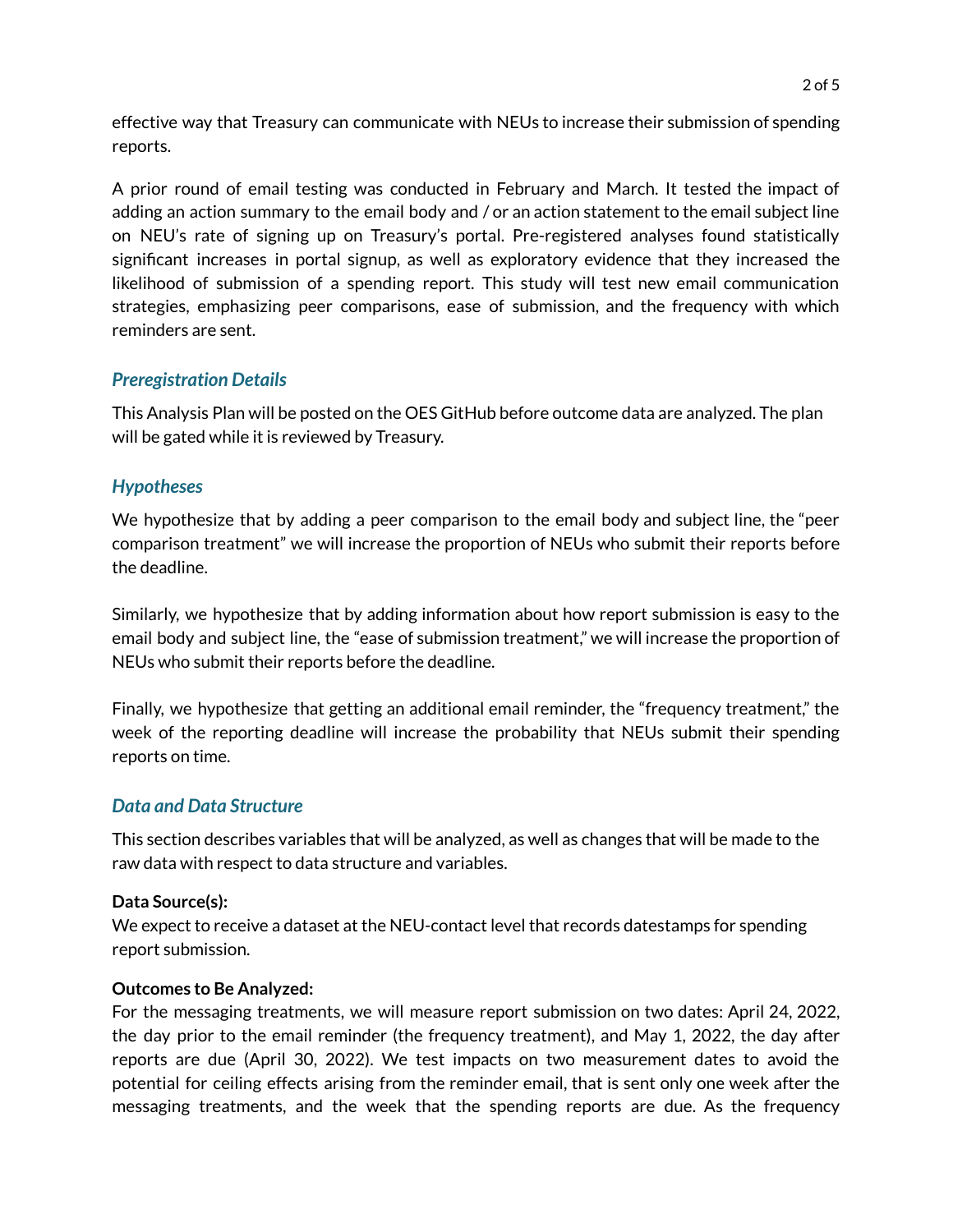effective way that Treasury can communicate with NEUs to increase their submission of spending reports.

A prior round of email testing was conducted in February and March. It tested the impact of adding an action summary to the email body and / or an action statement to the email subject line on NEU's rate of signing up on Treasury's portal. Pre-registered analyses found statistically significant increases in portal signup, as well as exploratory evidence that they increased the likelihood of submission of a spending report. This study will test new email communication strategies, emphasizing peer comparisons, ease of submission, and the frequency with which reminders are sent.

## *Preregistration Details*

This Analysis Plan will be posted on the OES GitHub before outcome data are analyzed. The plan will be gated while it is reviewed by Treasury.

## *Hypotheses*

We hypothesize that by adding a peer comparison to the email body and subject line, the "peer comparison treatment" we will increase the proportion of NEUs who submit their reports before the deadline.

Similarly, we hypothesize that by adding information about how report submission is easy to the email body and subject line, the "ease of submission treatment," we will increase the proportion of NEUs who submit their reports before the deadline.

Finally, we hypothesize that getting an additional email reminder, the "frequency treatment," the week of the reporting deadline will increase the probability that NEUs submit their spending reports on time.

## *Data and Data Structure*

This section describes variables that will be analyzed, as well as changes that will be made to the raw data with respect to data structure and variables.

**Data Source(s):**

We expect to receive a dataset at the NEU-contact level that records datestamps for spending report submission.

**Outcomes to Be Analyzed:**

For the messaging treatments, we will measure report submission on two dates: April 24, 2022, the day prior to the email reminder (the frequency treatment), and May 1, 2022, the day after reports are due (April 30, 2022). We test impacts on two measurement dates to avoid the potential for ceiling effects arising from the reminder email, that is sent only one week after the messaging treatments, and the week that the spending reports are due. As the frequency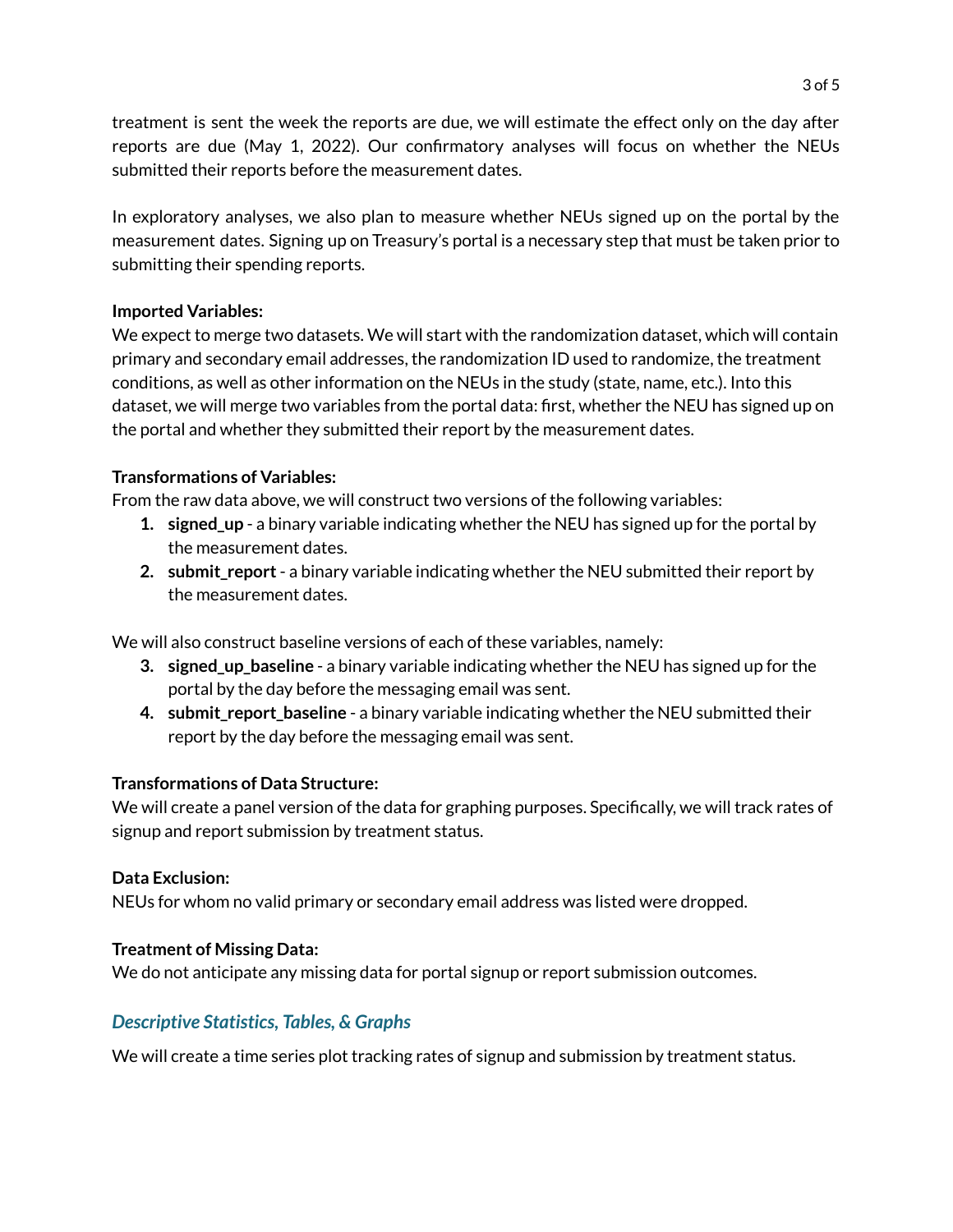treatment is sent the week the reports are due, we will estimate the effect only on the day after reports are due (May 1, 2022). Our confirmatory analyses will focus on whether the NEUs submitted their reports before the measurement dates.

In exploratory analyses, we also plan to measure whether NEUs signed up on the portal by the measurement dates. Signing up on Treasury's portal is a necessary step that must be taken prior to submitting their spending reports.

**Imported Variables:**
We expect to merge two datasets. We will start with the randomization dataset, which will contain primary and secondary email addresses, the randomization ID used to randomize, the treatment conditions, as well as other information on the NEUs in the study (state, name, etc.). Into this dataset, we will merge two variables from the portal data: first, whether the NEU has signed up on the portal and whether they submitted their report by the measurement dates.

**Transformations of Variables:**
From the raw data above, we will construct two versions of the following variables:

1. **signed_up** - a binary variable indicating whether the NEU has signed up for the portal by the measurement dates.
2. **submit_report** - a binary variable indicating whether the NEU submitted their report by the measurement dates.

We will also construct baseline versions of each of these variables, namely:

3. **signed_up_baseline** - a binary variable indicating whether the NEU has signed up for the portal by the day before the messaging email was sent.
4. **submit_report_baseline** - a binary variable indicating whether the NEU submitted their report by the day before the messaging email was sent.

**Transformations of Data Structure:**
We will create a panel version of the data for graphing purposes. Specifically, we will track rates of signup and report submission by treatment status.

**Data Exclusion:**
NEUs for whom no valid primary or secondary email address was listed were dropped.

**Treatment of Missing Data:**
We do not anticipate any missing data for portal signup or report submission outcomes.

### *Descriptive Statistics, Tables, & Graphs*

We will create a time series plot tracking rates of signup and submission by treatment status.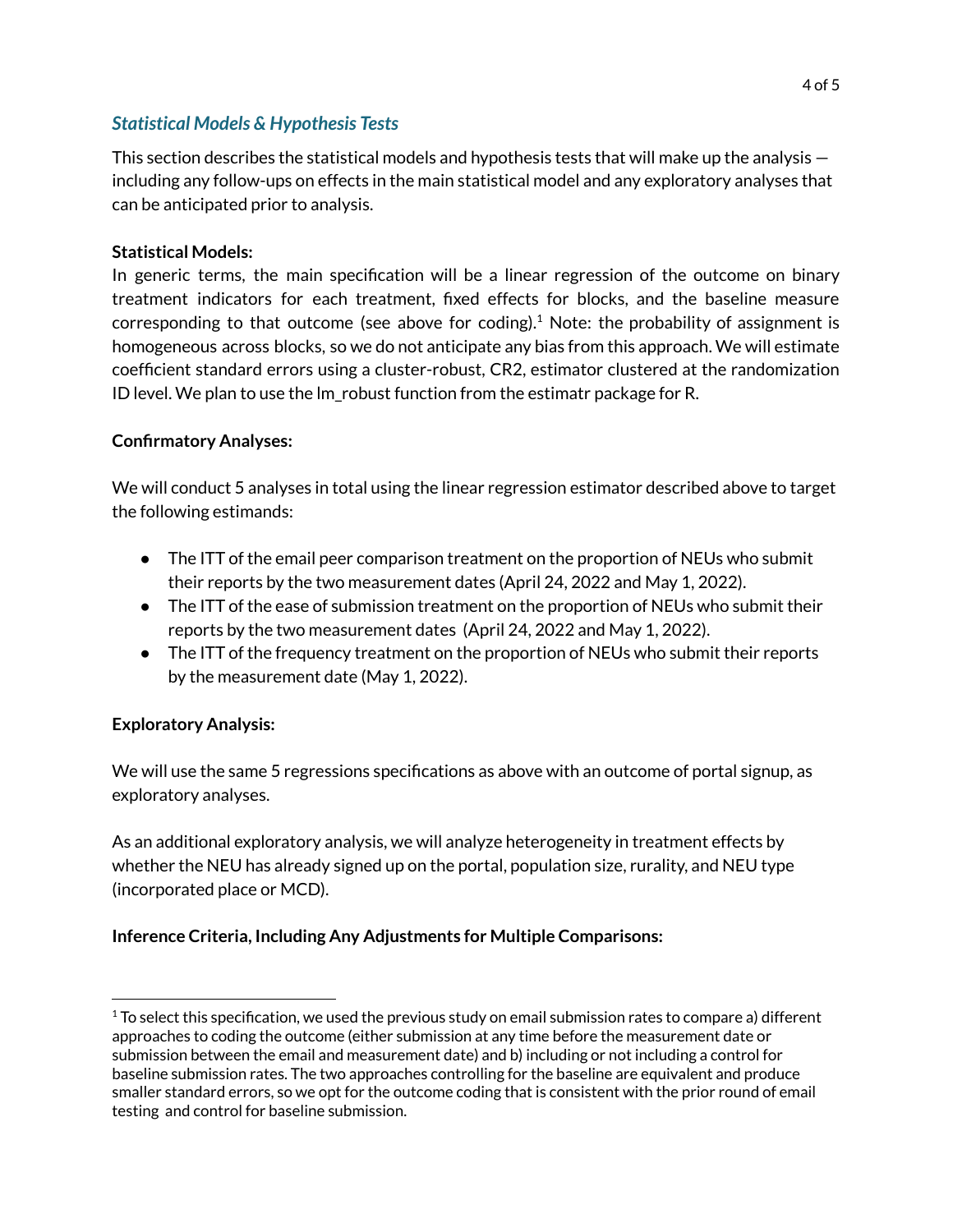## *Statistical Models & Hypothesis Tests*

This section describes the statistical models and hypothesis tests that will make up the analysis — including any follow-ups on effects in the main statistical model and any exploratory analyses that can be anticipated prior to analysis.

**Statistical Models:**
In generic terms, the main specification will be a linear regression of the outcome on binary treatment indicators for each treatment, fixed effects for blocks, and the baseline measure corresponding to that outcome (see above for coding).[1] Note: the probability of assignment is homogeneous across blocks, so we do not anticipate any bias from this approach. We will estimate coefficient standard errors using a cluster-robust, CR2, estimator clustered at the randomization ID level. We plan to use the lm_robust function from the estimatr package for R.

**Confirmatory Analyses:**

We will conduct 5 analyses in total using the linear regression estimator described above to target the following estimands:

- The ITT of the email peer comparison treatment on the proportion of NEUs who submit their reports by the two measurement dates (April 24, 2022 and May 1, 2022).
- The ITT of the ease of submission treatment on the proportion of NEUs who submit their reports by the two measurement dates (April 24, 2022 and May 1, 2022).
- The ITT of the frequency treatment on the proportion of NEUs who submit their reports by the measurement date (May 1, 2022).

**Exploratory Analysis:**

We will use the same 5 regressions specifications as above with an outcome of portal signup, as exploratory analyses.

As an additional exploratory analysis, we will analyze heterogeneity in treatment effects by whether the NEU has already signed up on the portal, population size, rurality, and NEU type (incorporated place or MCD).

**Inference Criteria, Including Any Adjustments for Multiple Comparisons:**

[1] To select this specification, we used the previous study on email submission rates to compare a) different approaches to coding the outcome (either submission at any time before the measurement date or submission between the email and measurement date) and b) including or not including a control for baseline submission rates. The two approaches controlling for the baseline are equivalent and produce smaller standard errors, so we opt for the outcome coding that is consistent with the prior round of email testing and control for baseline submission.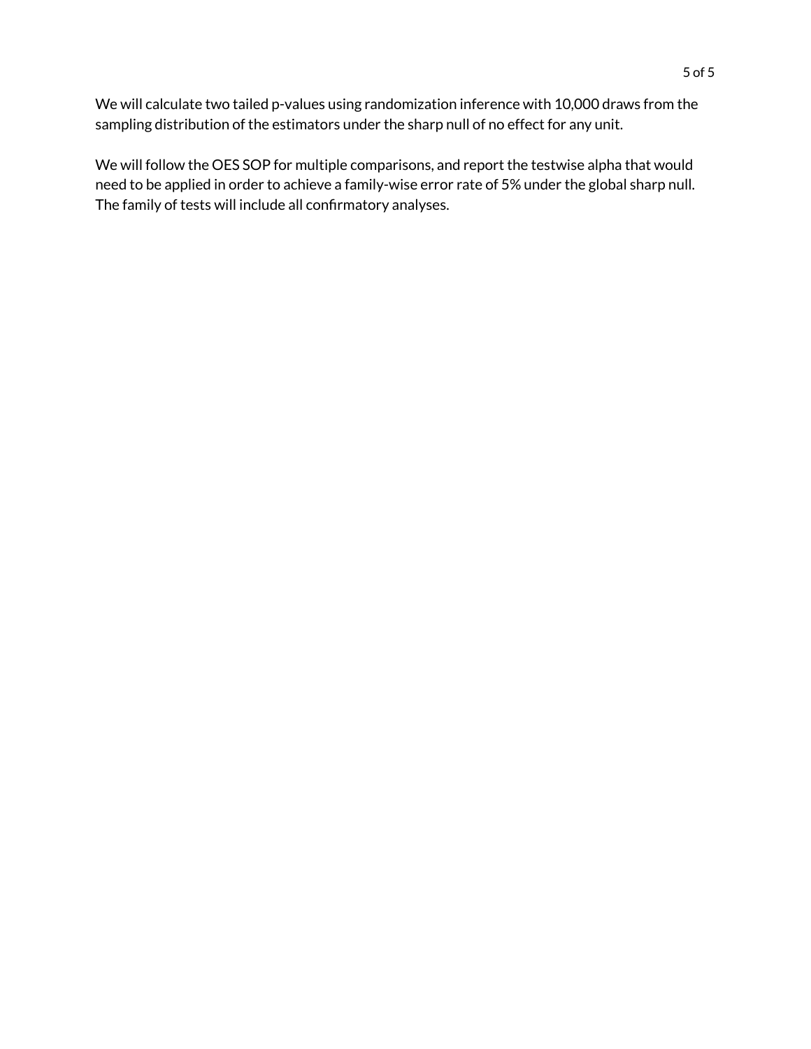We will calculate two tailed p-values using randomization inference with 10,000 draws from the sampling distribution of the estimators under the sharp null of no effect for any unit.

We will follow the OES SOP for multiple comparisons, and report the testwise alpha that would need to be applied in order to achieve a family-wise error rate of 5% under the global sharp null. The family of tests will include all confirmatory analyses.